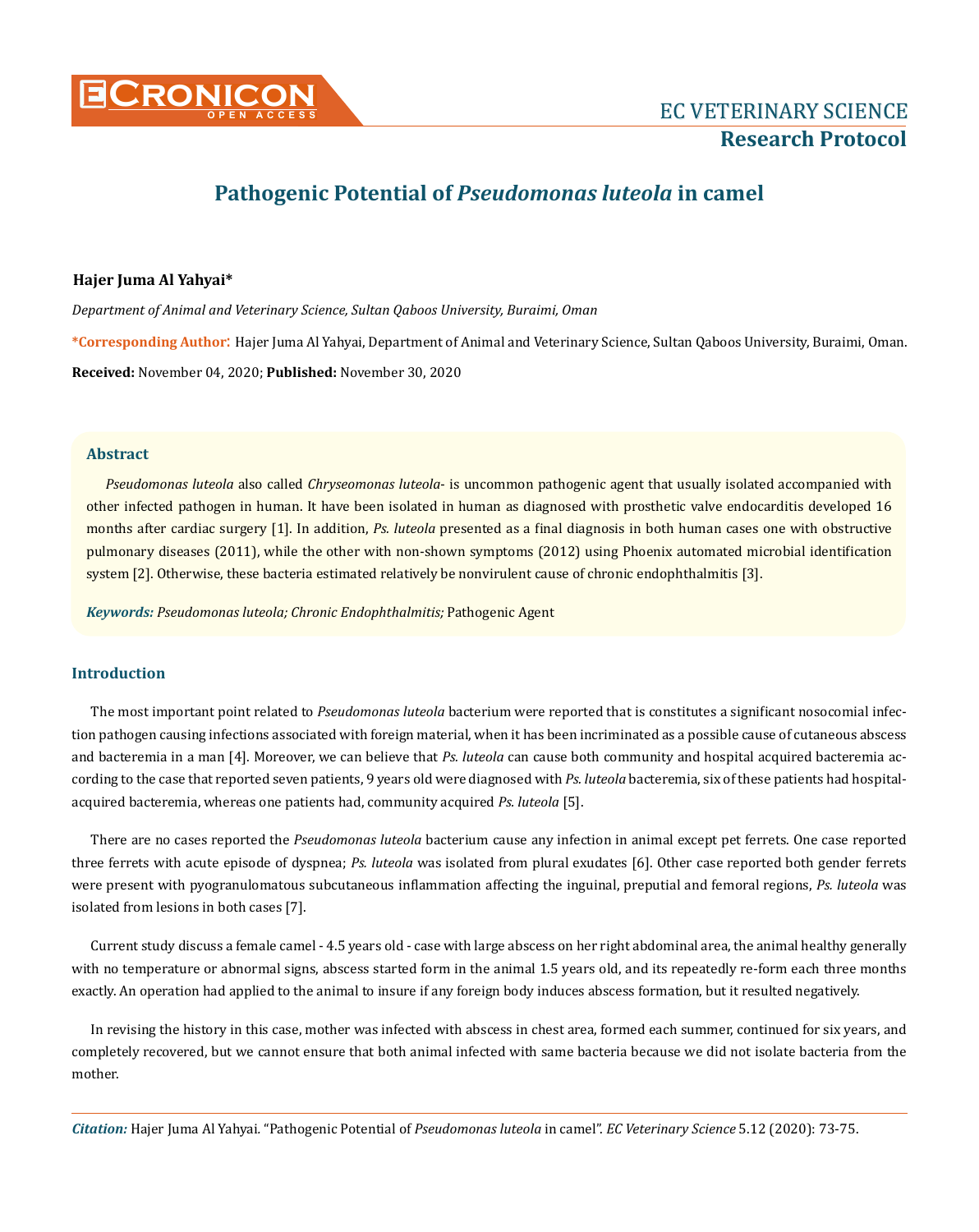# Pathogenic Potential of *Pseudomonas luteola* in camel

**Hajer Juma Al Yahyai***

*Department of Animal and Veterinary Science, Sultan Qaboos University, Buraimi, Oman*

**\*Corresponding Author**: Hajer Juma Al Yahyai, Department of Animal and Veterinary Science, Sultan Qaboos University, Buraimi, Oman.

**Received:** November 04, 2020; **Published:** November 30, 2020

## Abstract

*Pseudomonas luteola* also called *Chryseomonas luteola*- is uncommon pathogenic agent that usually isolated accompanied with other infected pathogen in human. It have been isolated in human as diagnosed with prosthetic valve endocarditis developed 16 months after cardiac surgery [1]. In addition, *Ps. luteola* presented as a final diagnosis in both human cases one with obstructive pulmonary diseases (2011), while the other with non-shown symptoms (2012) using Phoenix automated microbial identification system [2]. Otherwise, these bacteria estimated relatively be nonvirulent cause of chronic endophthalmitis [3].

***Keywords:*** *Pseudomonas luteola; Chronic Endophthalmitis;* Pathogenic Agent

## Introduction

The most important point related to *Pseudomonas luteola* bacterium were reported that is constitutes a significant nosocomial infection pathogen causing infections associated with foreign material, when it has been incriminated as a possible cause of cutaneous abscess and bacteremia in a man [4]. Moreover, we can believe that *Ps. luteola* can cause both community and hospital acquired bacteremia according to the case that reported seven patients, 9 years old were diagnosed with *Ps. luteola* bacteremia, six of these patients had hospital-acquired bacteremia, whereas one patients had, community acquired *Ps. luteola* [5].

There are no cases reported the *Pseudomonas luteola* bacterium cause any infection in animal except pet ferrets. One case reported three ferrets with acute episode of dyspnea; *Ps. luteola* was isolated from plural exudates [6]. Other case reported both gender ferrets were present with pyogranulomatous subcutaneous inflammation affecting the inguinal, preputial and femoral regions, *Ps. luteola* was isolated from lesions in both cases [7].

Current study discuss a female camel - 4.5 years old - case with large abscess on her right abdominal area, the animal healthy generally with no temperature or abnormal signs, abscess started form in the animal 1.5 years old, and its repeatedly re-form each three months exactly. An operation had applied to the animal to insure if any foreign body induces abscess formation, but it resulted negatively.

In revising the history in this case, mother was infected with abscess in chest area, formed each summer, continued for six years, and completely recovered, but we cannot ensure that both animal infected with same bacteria because we did not isolate bacteria from the mother.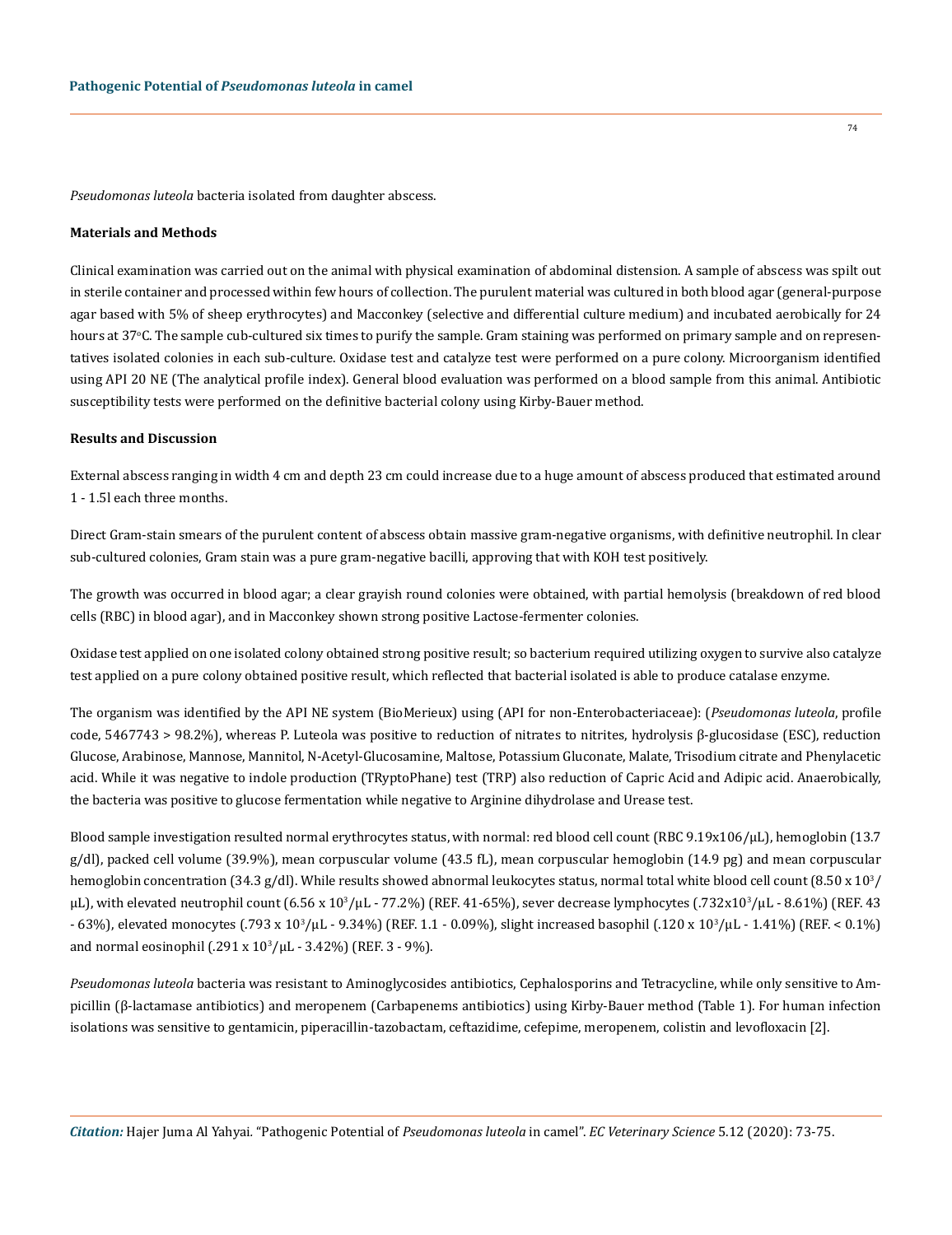*Pseudomonas luteola* bacteria isolated from daughter abscess.

### Materials and Methods

Clinical examination was carried out on the animal with physical examination of abdominal distension. A sample of abscess was spilt out in sterile container and processed within few hours of collection. The purulent material was cultured in both blood agar (general-purpose agar based with 5% of sheep erythrocytes) and Macconkey (selective and differential culture medium) and incubated aerobically for 24 hours at 37°C. The sample cub-cultured six times to purify the sample. Gram staining was performed on primary sample and on representatives isolated colonies in each sub-culture. Oxidase test and catalyze test were performed on a pure colony. Microorganism identified using API 20 NE (The analytical profile index). General blood evaluation was performed on a blood sample from this animal. Antibiotic susceptibility tests were performed on the definitive bacterial colony using Kirby-Bauer method.

### Results and Discussion

External abscess ranging in width 4 cm and depth 23 cm could increase due to a huge amount of abscess produced that estimated around 1 - 1.5l each three months.

Direct Gram-stain smears of the purulent content of abscess obtain massive gram-negative organisms, with definitive neutrophil. In clear sub-cultured colonies, Gram stain was a pure gram-negative bacilli, approving that with KOH test positively.

The growth was occurred in blood agar; a clear grayish round colonies were obtained, with partial hemolysis (breakdown of red blood cells (RBC) in blood agar), and in Macconkey shown strong positive Lactose-fermenter colonies.

Oxidase test applied on one isolated colony obtained strong positive result; so bacterium required utilizing oxygen to survive also catalyze test applied on a pure colony obtained positive result, which reflected that bacterial isolated is able to produce catalase enzyme.

The organism was identified by the API NE system (BioMerieux) using (API for non-Enterobacteriaceae): (*Pseudomonas luteola*, profile code, 5467743 > 98.2%), whereas P. Luteola was positive to reduction of nitrates to nitrites, hydrolysis β-glucosidase (ESC), reduction Glucose, Arabinose, Mannose, Mannitol, N-Acetyl-Glucosamine, Maltose, Potassium Gluconate, Malate, Trisodium citrate and Phenylacetic acid. While it was negative to indole production (TRyptoPhane) test (TRP) also reduction of Capric Acid and Adipic acid. Anaerobically, the bacteria was positive to glucose fermentation while negative to Arginine dihydrolase and Urease test.

Blood sample investigation resulted normal erythrocytes status, with normal: red blood cell count (RBC 9.19x106/μL), hemoglobin (13.7 g/dl), packed cell volume (39.9%), mean corpuscular volume (43.5 fL), mean corpuscular hemoglobin (14.9 pg) and mean corpuscular hemoglobin concentration (34.3 g/dl). While results showed abnormal leukocytes status, normal total white blood cell count ($8.50 \times 10^3$/μL), with elevated neutrophil count ($6.56 \times 10^3$/μL - 77.2%) (REF. 41-65%), sever decrease lymphocytes ($.732 \times 10^3$/μL - 8.61%) (REF. 43 - 63%), elevated monocytes ($.793 \times 10^3$/μL - 9.34%) (REF. 1.1 - 0.09%), slight increased basophil ($.120 \times 10^3$/μL - 1.41%) (REF. < 0.1%) and normal eosinophil ($.291 \times 10^3$/μL - 3.42%) (REF. 3 - 9%).

*Pseudomonas luteola* bacteria was resistant to Aminoglycosides antibiotics, Cephalosporins and Tetracycline, while only sensitive to Ampicillin (β-lactamase antibiotics) and meropenem (Carbapenems antibiotics) using Kirby-Bauer method (Table 1). For human infection isolations was sensitive to gentamicin, piperacillin-tazobactam, ceftazidime, cefepime, meropenem, colistin and levofloxacin [2].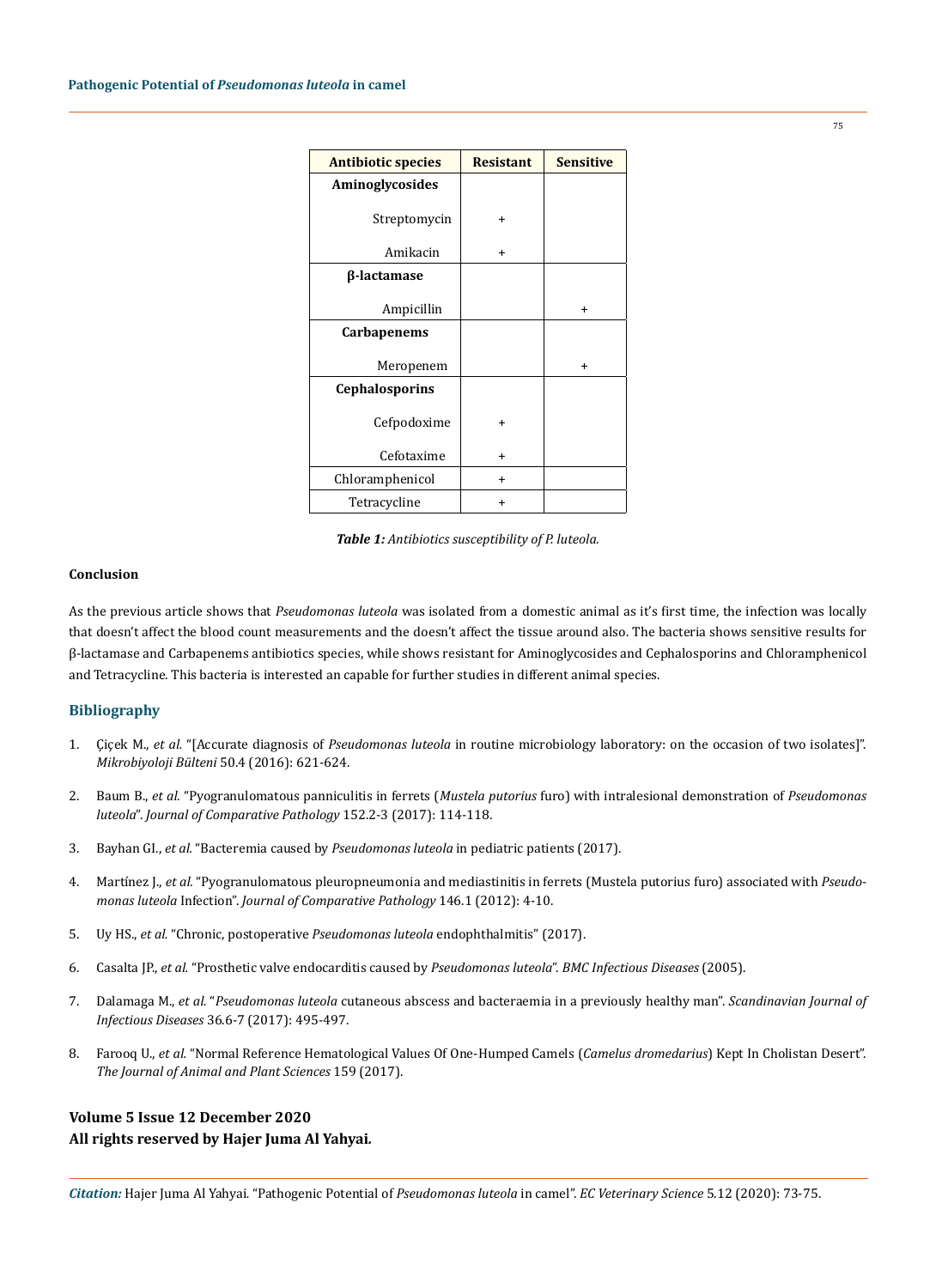| Antibiotic species | Resistant | Sensitive |
|---|---|---|
| **Aminoglycosides** | | |
| Streptomycin | + | |
| Amikacin | + | |
| **β-lactamase** | | |
| Ampicillin | | + |
| **Carbapenems** | | |
| Meropenem | | + |
| **Cephalosporins** | | |
| Cefpodoxime | + | |
| Cefotaxime | + | |
| Chloramphenicol | + | |
| Tetracycline | + | |

***Table 1:*** *Antibiotics susceptibility of P. luteola.*

**Conclusion**

As the previous article shows that *Pseudomonas luteola* was isolated from a domestic animal as it's first time, the infection was locally that doesn't affect the blood count measurements and the doesn't affect the tissue around also. The bacteria shows sensitive results for β-lactamase and Carbapenems antibiotics species, while shows resistant for Aminoglycosides and Cephalosporins and Chloramphenicol and Tetracycline. This bacteria is interested an capable for further studies in different animal species.

## Bibliography

1. Çiçek M., *et al.* "[Accurate diagnosis of *Pseudomonas luteola* in routine microbiology laboratory: on the occasion of two isolates]". *Mikrobiyoloji Bülteni* 50.4 (2016): 621-624.
2. Baum B., *et al.* "Pyogranulomatous panniculitis in ferrets (*Mustela putorius* furo) with intralesional demonstration of *Pseudomonas luteola*". *Journal of Comparative Pathology* 152.2-3 (2017): 114-118.
3. Bayhan GI., *et al.* "Bacteremia caused by *Pseudomonas luteola* in pediatric patients (2017).
4. Martínez J., *et al.* "Pyogranulomatous pleuropneumonia and mediastinitis in ferrets (Mustela putorius furo) associated with *Pseudomonas luteola* Infection". *Journal of Comparative Pathology* 146.1 (2012): 4-10.
5. Uy HS., *et al.* "Chronic, postoperative *Pseudomonas luteola* endophthalmitis" (2017).
6. Casalta JP., *et al.* "Prosthetic valve endocarditis caused by *Pseudomonas luteola*". *BMC Infectious Diseases* (2005).
7. Dalamaga M., *et al.* "*Pseudomonas luteola* cutaneous abscess and bacteraemia in a previously healthy man". *Scandinavian Journal of Infectious Diseases* 36.6-7 (2017): 495-497.
8. Farooq U., *et al.* "Normal Reference Hematological Values Of One-Humped Camels (*Camelus dromedarius*) Kept In Cholistan Desert". *The Journal of Animal and Plant Sciences* 159 (2017).

**Volume 5 Issue 12 December 2020**
**All rights reserved by Hajer Juma Al Yahyai.**